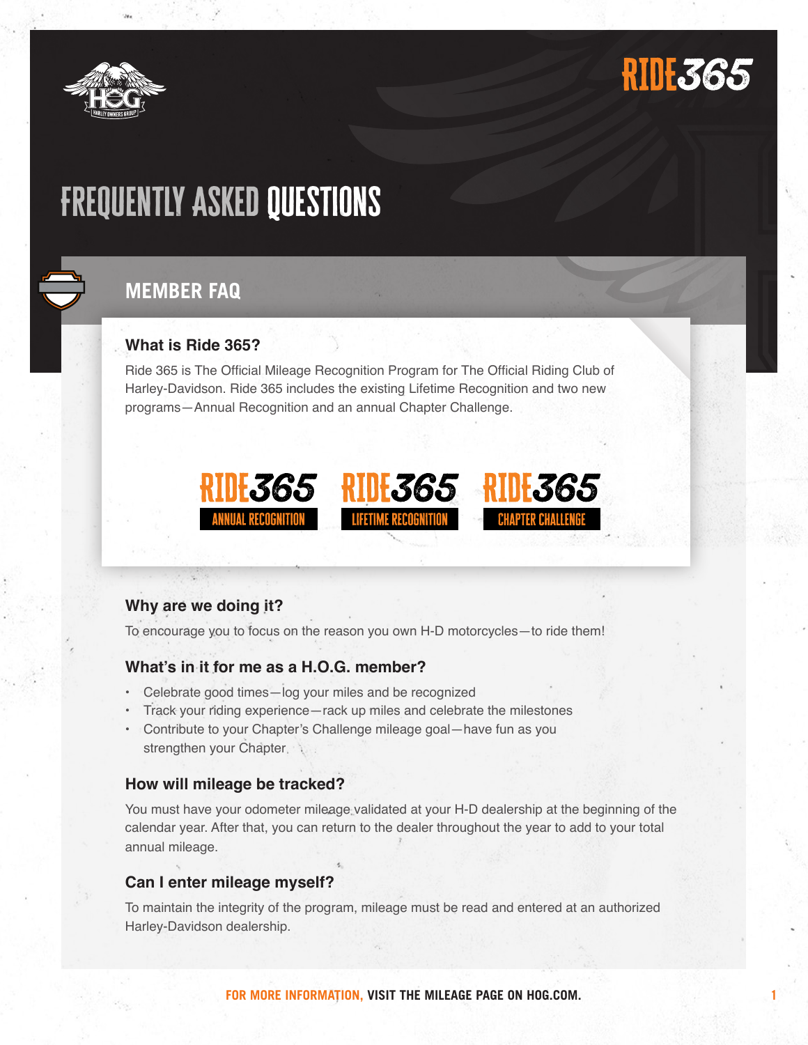# FREQUENTLY ASKED QUESTIONS

## MEMBER FAQ

### What is Ride 365?

Ride 365 is The Official Mileage Recognition Program for The Official Riding Club of Harley-Davidson. Ride 365 includes the existing Lifetime Recognition and two new programs—Annual Recognition and an annual Chapter Challenge.

RIDE 365 ANNUAL RECOGNITION | RIDE 365 LIFETIME RECOGNITION | RIDE 365 CHAPTER CHALLENGE

### Why are we doing it?

To encourage you to focus on the reason you own H-D motorcycles—to ride them!

### What's in it for me as a H.O.G. member?

- Celebrate good times—log your miles and be recognized
- Track your riding experience—rack up miles and celebrate the milestones
- Contribute to your Chapter's Challenge mileage goal—have fun as you strengthen your Chapter

### How will mileage be tracked?

You must have your odometer mileage validated at your H-D dealership at the beginning of the calendar year. After that, you can return to the dealer throughout the year to add to your total annual mileage.

### Can I enter mileage myself?

To maintain the integrity of the program, mileage must be read and entered at an authorized Harley-Davidson dealership.

**FOR MORE INFORMATION, VISIT THE MILEAGE PAGE ON HOG.COM.**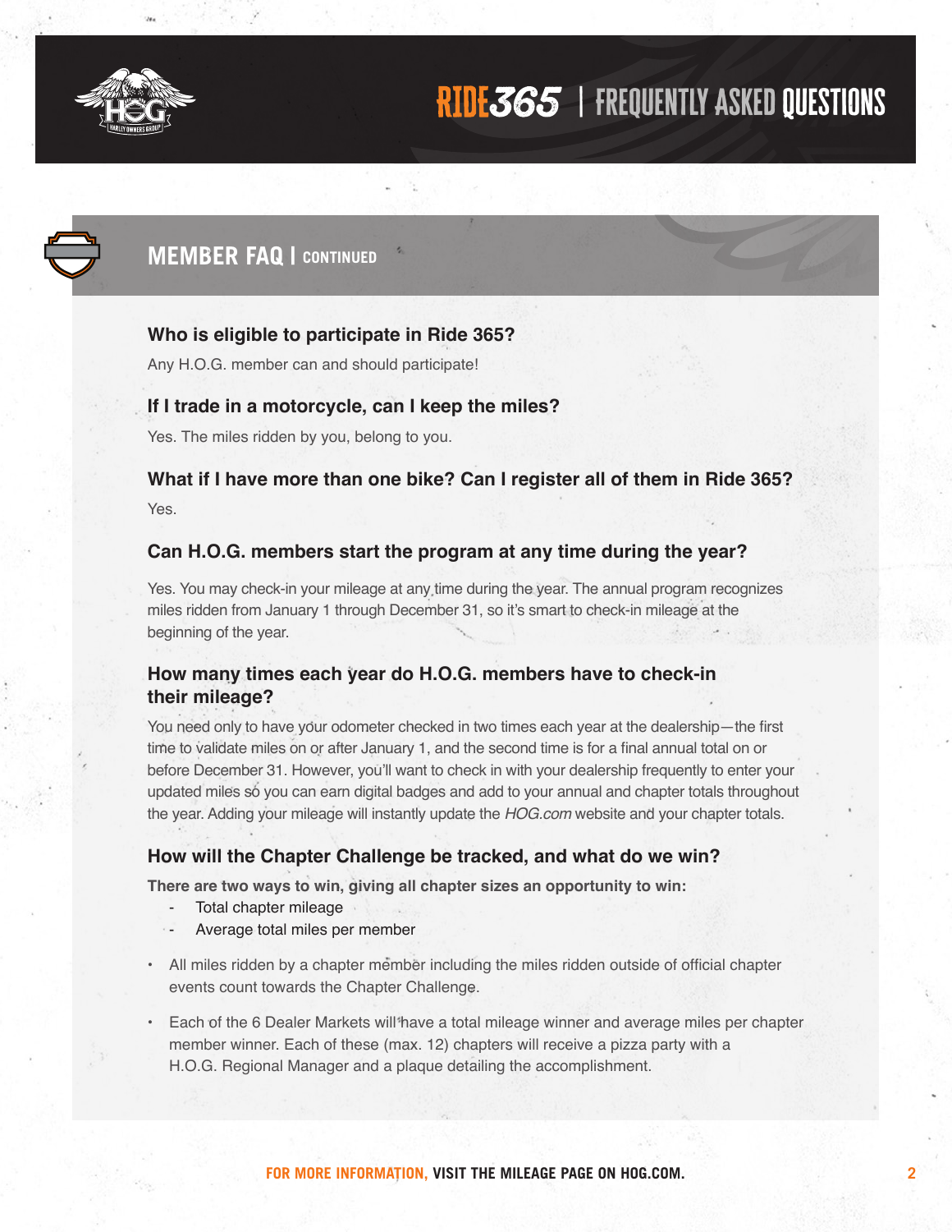# MEMBER FAQ | CONTINUED

### Who is eligible to participate in Ride 365?

Any H.O.G. member can and should participate!

### If I trade in a motorcycle, can I keep the miles?

Yes. The miles ridden by you, belong to you.

### What if I have more than one bike? Can I register all of them in Ride 365?

Yes.

### Can H.O.G. members start the program at any time during the year?

Yes. You may check-in your mileage at any time during the year. The annual program recognizes miles ridden from January 1 through December 31, so it's smart to check-in mileage at the beginning of the year.

### How many times each year do H.O.G. members have to check-in their mileage?

You need only to have your odometer checked in two times each year at the dealership—the first time to validate miles on or after January 1, and the second time is for a final annual total on or before December 31. However, you'll want to check in with your dealership frequently to enter your updated miles so you can earn digital badges and add to your annual and chapter totals throughout the year. Adding your mileage will instantly update the *HOG.com* website and your chapter totals.

### How will the Chapter Challenge be tracked, and what do we win?

**There are two ways to win, giving all chapter sizes an opportunity to win:**

- Total chapter mileage
- Average total miles per member

- All miles ridden by a chapter member including the miles ridden outside of official chapter events count towards the Chapter Challenge.
- Each of the 6 Dealer Markets will have a total mileage winner and average miles per chapter member winner. Each of these (max. 12) chapters will receive a pizza party with a H.O.G. Regional Manager and a plaque detailing the accomplishment.

**FOR MORE INFORMATION, VISIT THE MILEAGE PAGE ON HOG.COM.**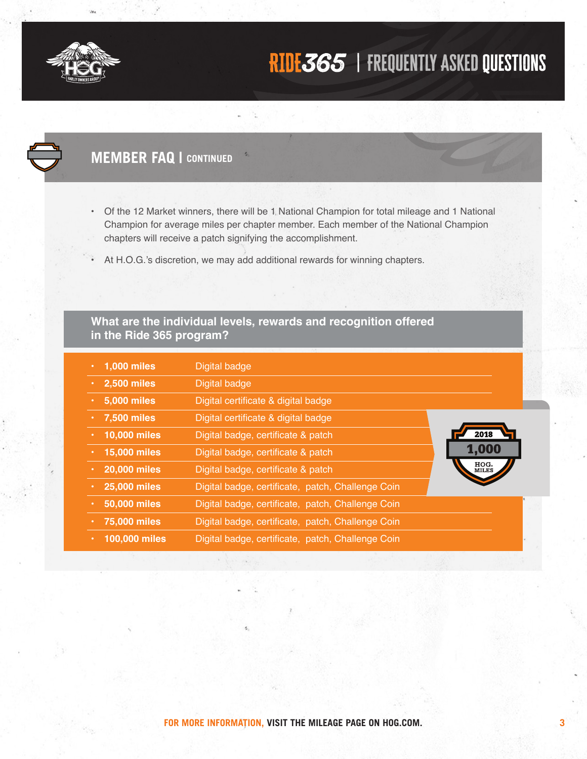## MEMBER FAQ | CONTINUED

- Of the 12 Market winners, there will be 1 National Champion for total mileage and 1 National Champion for average miles per chapter member. Each member of the National Champion chapters will receive a patch signifying the accomplishment.
- At H.O.G.'s discretion, we may add additional rewards for winning chapters.

### What are the individual levels, rewards and recognition offered in the Ride 365 program?

| Miles | Rewards |
|---|---|
| **1,000 miles** | Digital badge |
| **2,500 miles** | Digital badge |
| **5,000 miles** | Digital certificate & digital badge |
| **7,500 miles** | Digital certificate & digital badge |
| **10,000 miles** | Digital badge, certificate & patch |
| **15,000 miles** | Digital badge, certificate & patch |
| **20,000 miles** | Digital badge, certificate & patch |
| **25,000 miles** | Digital badge, certificate, patch, Challenge Coin |
| **50,000 miles** | Digital badge, certificate, patch, Challenge Coin |
| **75,000 miles** | Digital badge, certificate, patch, Challenge Coin |
| **100,000 miles** | Digital badge, certificate, patch, Challenge Coin |

2018 1,000 HOG. MILES

FOR MORE INFORMATION, VISIT THE MILEAGE PAGE ON HOG.COM.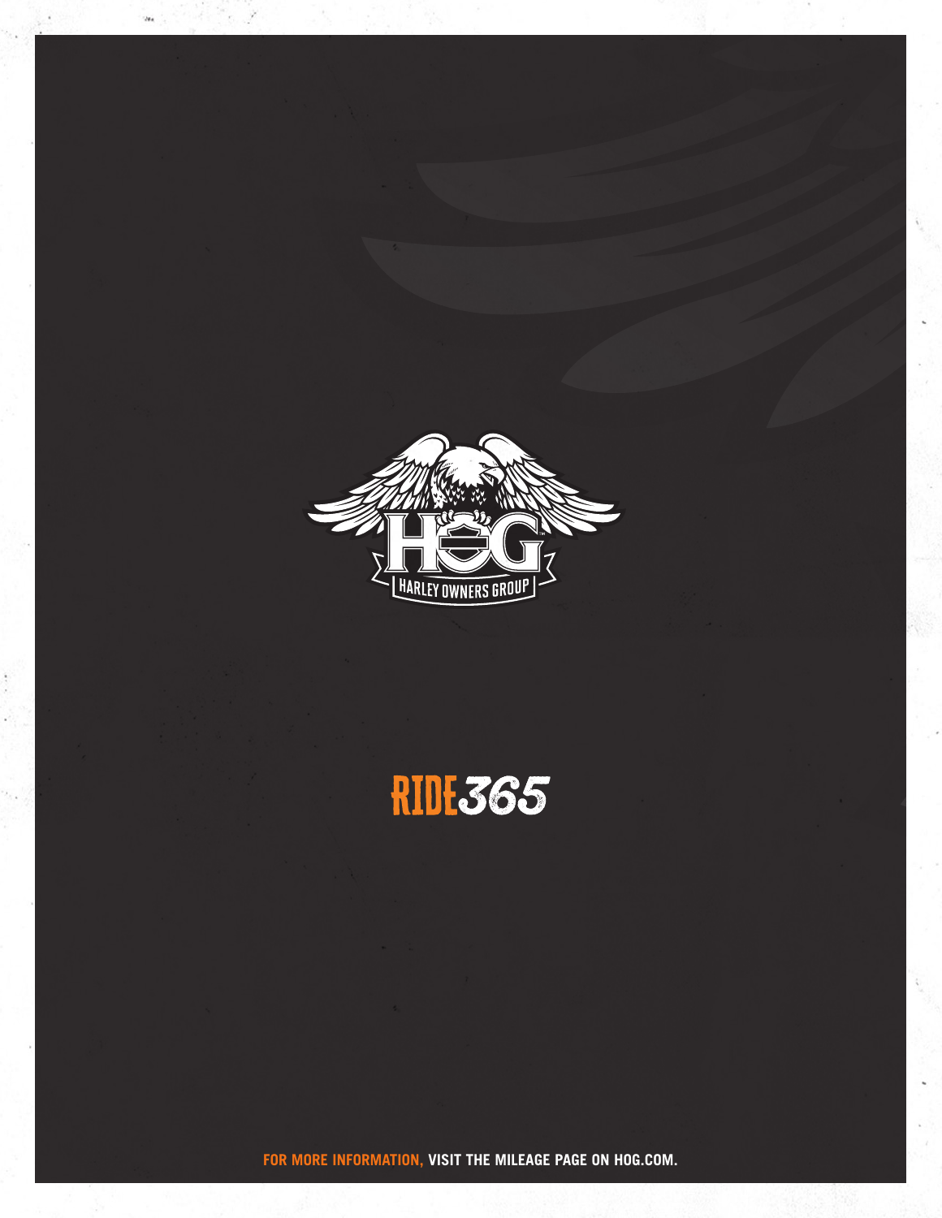HARLEY OWNERS GROUP

RIDE365

**FOR MORE INFORMATION,** VISIT THE MILEAGE PAGE ON HOG.COM.